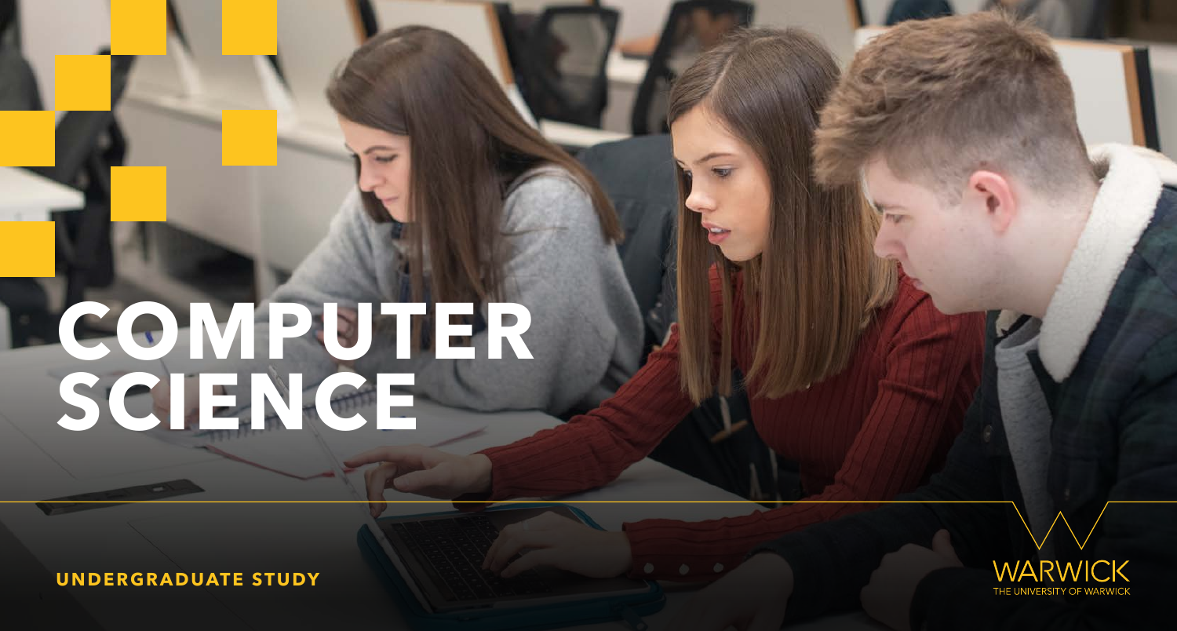# COMPUTER SCIENCE

UNDERGRADUATE STUDY

WARWICK

THE UNIVERSITY OF WARWICK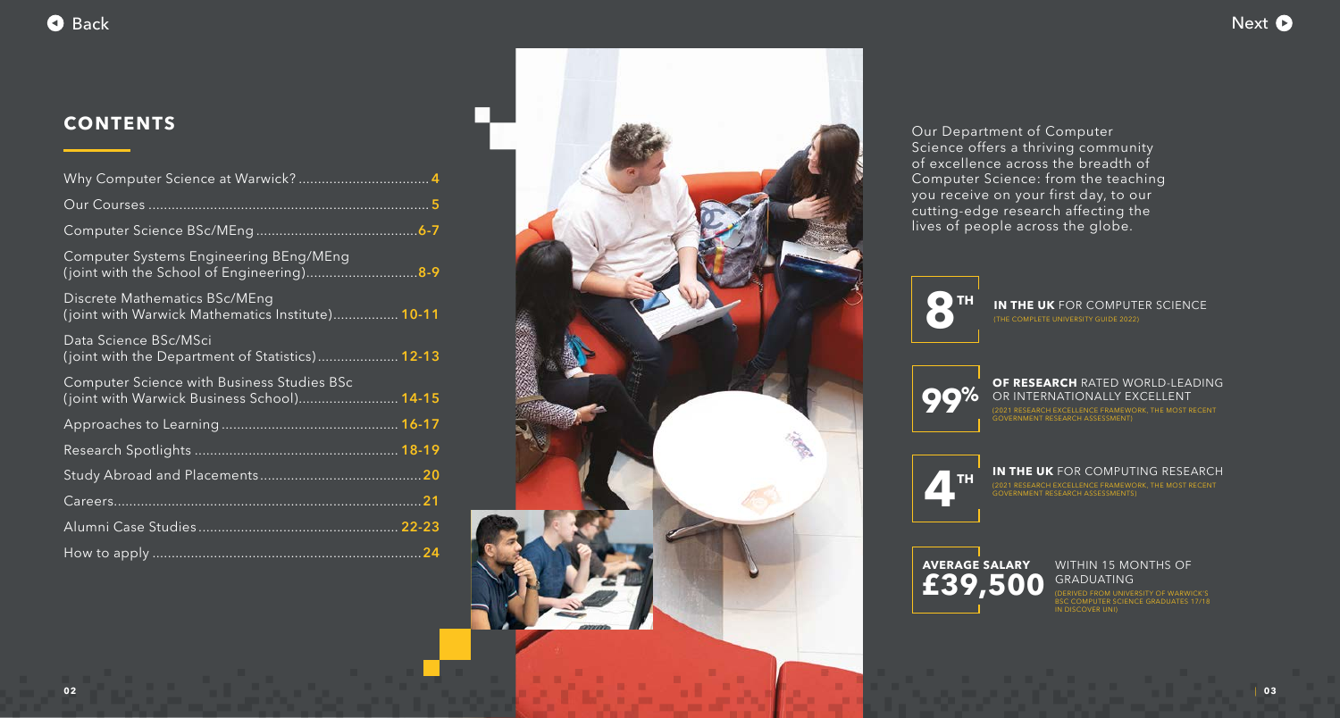## CONTENTS

| | |
|---|---|
| Why Computer Science at Warwick? | 4 |
| Our Courses | 5 |
| Computer Science BSc/MEng | 6-7 |
| Computer Systems Engineering BEng/MEng (joint with the School of Engineering) | 8-9 |
| Discrete Mathematics BSc/MEng (joint with Warwick Mathematics Institute) | 10-11 |
| Data Science BSc/MSci (joint with the Department of Statistics) | 12-13 |
| Computer Science with Business Studies BSc (joint with Warwick Business School) | 14-15 |
| Approaches to Learning | 16-17 |
| Research Spotlights | 18-19 |
| Study Abroad and Placements | 20 |
| Careers | 21 |
| Alumni Case Studies | 22-23 |
| How to apply | 24 |

Our Department of Computer Science offers a thriving community of excellence across the breadth of Computer Science: from the teaching you receive on your first day, to our cutting-edge research affecting the lives of people across the globe.

**8TH** **IN THE UK** FOR COMPUTER SCIENCE
(THE COMPLETE UNIVERSITY GUIDE 2022)

**99%** **OF RESEARCH** RATED WORLD-LEADING OR INTERNATIONALLY EXCELLENT
(2021 RESEARCH EXCELLENCE FRAMEWORK, THE MOST RECENT GOVERNMENT RESEARCH ASSESSMENT)

**4TH** **IN THE UK** FOR COMPUTING RESEARCH
(2021 RESEARCH EXCELLENCE FRAMEWORK, THE MOST RECENT GOVERNMENT RESEARCH ASSESSMENTS)

**AVERAGE SALARY £39,500** WITHIN 15 MONTHS OF GRADUATING
(DERIVED FROM UNIVERSITY OF WARWICK'S BSC COMPUTER SCIENCE GRADUATES 17/18 IN DISCOVER UNI)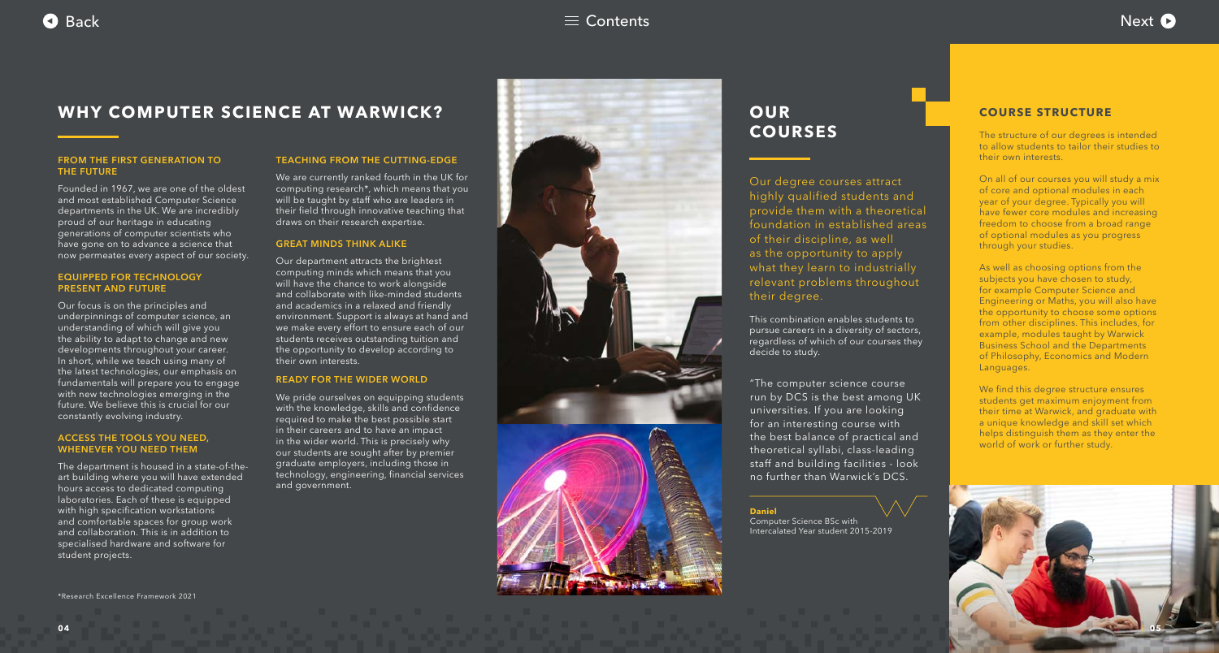# WHY COMPUTER SCIENCE AT WARWICK?

### FROM THE FIRST GENERATION TO THE FUTURE

Founded in 1967, we are one of the oldest and most established Computer Science departments in the UK. We are incredibly proud of our heritage in educating generations of computer scientists who have gone on to advance a science that now permeates every aspect of our society.

### EQUIPPED FOR TECHNOLOGY PRESENT AND FUTURE

Our focus is on the principles and underpinnings of computer science, an understanding of which will give you the ability to adapt to change and new developments throughout your career. In short, while we teach using many of the latest technologies, our emphasis on fundamentals will prepare you to engage with new technologies emerging in the future. We believe this is crucial for our constantly evolving industry.

### ACCESS THE TOOLS YOU NEED, WHENEVER YOU NEED THEM

The department is housed in a state-of-the-art building where you will have extended hours access to dedicated computing laboratories. Each of these is equipped with high specification workstations and comfortable spaces for group work and collaboration. This is in addition to specialised hardware and software for student projects.

### TEACHING FROM THE CUTTING-EDGE

We are currently ranked fourth in the UK for computing research*, which means that you will be taught by staff who are leaders in their field through innovative teaching that draws on their research expertise.

### GREAT MINDS THINK ALIKE

Our department attracts the brightest computing minds which means that you will have the chance to work alongside and collaborate with like-minded students and academics in a relaxed and friendly environment. Support is always at hand and we make every effort to ensure each of our students receives outstanding tuition and the opportunity to develop according to their own interests.

### READY FOR THE WIDER WORLD

We pride ourselves on equipping students with the knowledge, skills and confidence required to make the best possible start in their careers and to have an impact in the wider world. This is precisely why our students are sought after by premier graduate employers, including those in technology, engineering, financial services and government.

*Research Excellence Framework 2021

# OUR COURSES

Our degree courses attract highly qualified students and provide them with a theoretical foundation in established areas of their discipline, as well as the opportunity to apply what they learn to industrially relevant problems throughout their degree.

This combination enables students to pursue careers in a diversity of sectors, regardless of which of our courses they decide to study.

> "The computer science course run by DCS is the best among UK universities. If you are looking for an interesting course with the best balance of practical and theoretical syllabi, class-leading staff and building facilities - look no further than Warwick's DCS.

**Daniel**
Computer Science BSc with Intercalated Year student 2015-2019

## COURSE STRUCTURE

The structure of our degrees is intended to allow students to tailor their studies to their own interests.

On all of our courses you will study a mix of core and optional modules in each year of your degree. Typically you will have fewer core modules and increasing freedom to choose from a broad range of optional modules as you progress through your studies.

As well as choosing options from the subjects you have chosen to study, for example Computer Science and Engineering or Maths, you will also have the opportunity to choose some options from other disciplines. This includes, for example, modules taught by Warwick Business School and the Departments of Philosophy, Economics and Modern Languages.

We find this degree structure ensures students get maximum enjoyment from their time at Warwick, and graduate with a unique knowledge and skill set which helps distinguish them as they enter the world of work or further study.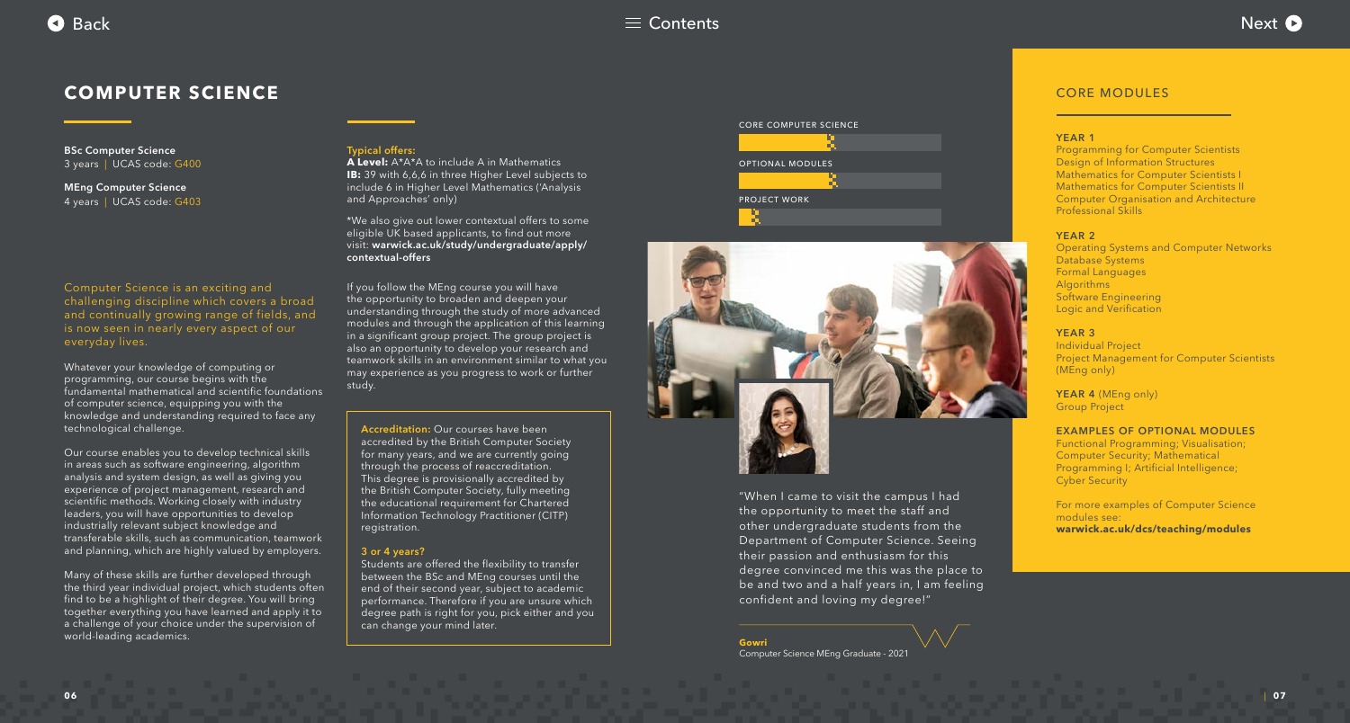# COMPUTER SCIENCE

**BSc Computer Science**
3 years | UCAS code: G400

**MEng Computer Science**
4 years | UCAS code: G403

Computer Science is an exciting and challenging discipline which covers a broad and continually growing range of fields, and is now seen in nearly every aspect of our everyday lives.

Whatever your knowledge of computing or programming, our course begins with the fundamental mathematical and scientific foundations of computer science, equipping you with the knowledge and understanding required to face any technological challenge.

Our course enables you to develop technical skills in areas such as software engineering, algorithm analysis and system design, as well as giving you experience of project management, research and scientific methods. Working closely with industry leaders, you will have opportunities to develop industrially relevant subject knowledge and transferable skills, such as communication, teamwork and planning, which are highly valued by employers.

Many of these skills are further developed through the third year individual project, which students often find to be a highlight of their degree. You will bring together everything you have learned and apply it to a challenge of your choice under the supervision of world-leading academics.

**Typical offers:**
**A Level:** A*A*A to include A in Mathematics
**IB:** 39 with 6,6,6 in three Higher Level subjects to include 6 in Higher Level Mathematics ('Analysis and Approaches' only)

*We also give out lower contextual offers to some eligible UK based applicants, to find out more visit: **warwick.ac.uk/study/undergraduate/apply/contextual-offers**

If you follow the MEng course you will have the opportunity to broaden and deepen your understanding through the study of more advanced modules and through the application of this learning in a significant group project. The group project is also an opportunity to develop your research and teamwork skills in an environment similar to what you may experience as you progress to work or further study.

**Accreditation:** Our courses have been accredited by the British Computer Society for many years, and we are currently going through the process of reaccreditation. This degree is provisionally accredited by the British Computer Society, fully meeting the educational requirement for Chartered Information Technology Practitioner (CITP) registration.

**3 or 4 years?**
Students are offered the flexibility to transfer between the BSc and MEng courses until the end of their second year, subject to academic performance. Therefore if you are unsure which degree path is right for you, pick either and you can change your mind later.

CORE COMPUTER SCIENCE

OPTIONAL MODULES

PROJECT WORK

"When I came to visit the campus I had the opportunity to meet the staff and other undergraduate students from the Department of Computer Science. Seeing their passion and enthusiasm for this degree convinced me this was the place to be and two and a half years in, I am feeling confident and loving my degree!"

**Gowri**
Computer Science MEng Graduate - 2021

## CORE MODULES

**YEAR 1**
Programming for Computer Scientists
Design of Information Structures
Mathematics for Computer Scientists I
Mathematics for Computer Scientists II
Computer Organisation and Architecture
Professional Skills

**YEAR 2**
Operating Systems and Computer Networks
Database Systems
Formal Languages
Algorithms
Software Engineering
Logic and Verification

**YEAR 3**
Individual Project
Project Management for Computer Scientists (MEng only)

**YEAR 4** (MEng only)
Group Project

**EXAMPLES OF OPTIONAL MODULES**
Functional Programming; Visualisation; Computer Security; Mathematical Programming I; Artificial Intelligence; Cyber Security

For more examples of Computer Science modules see:
**warwick.ac.uk/dcs/teaching/modules**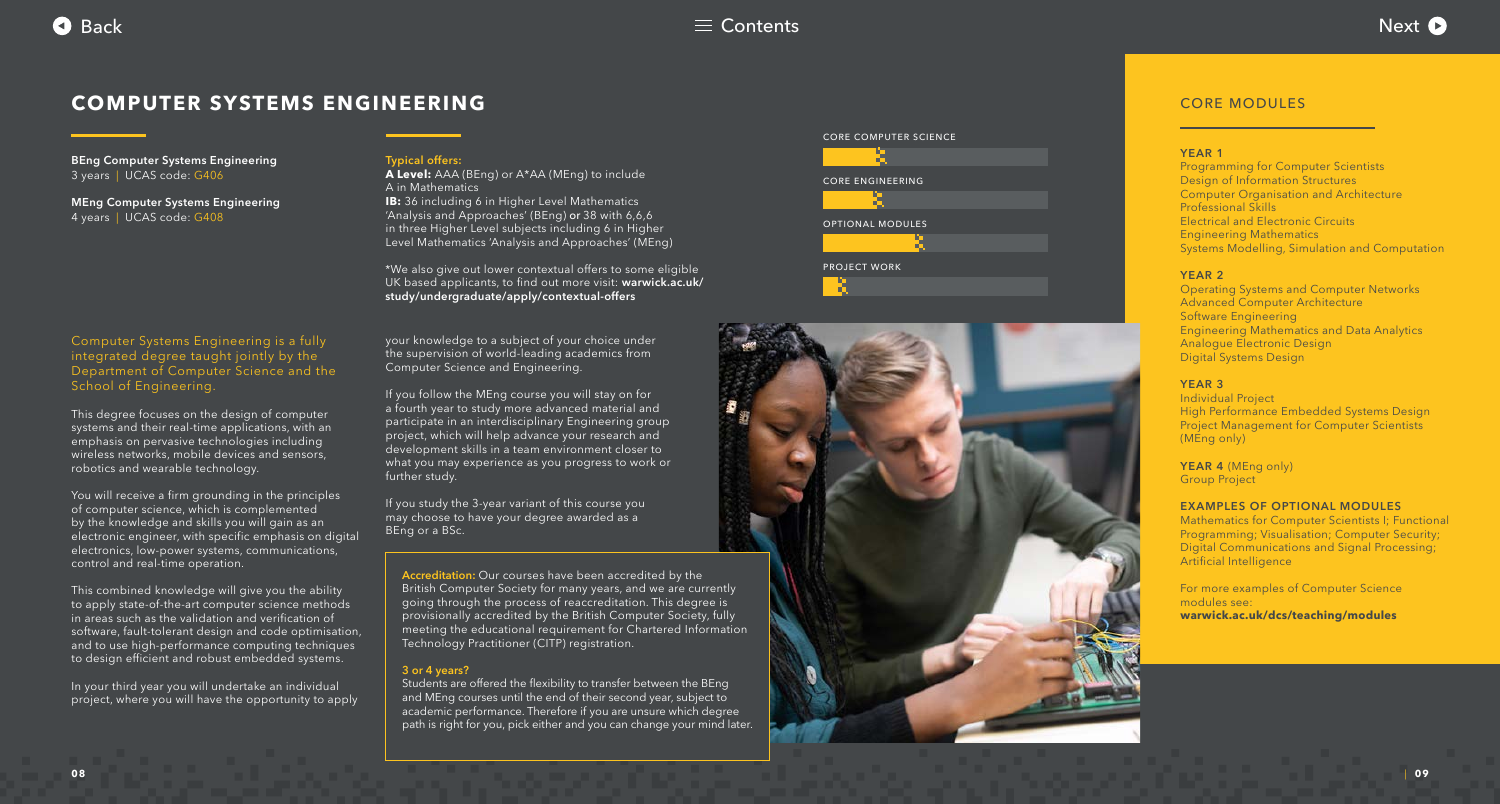# COMPUTER SYSTEMS ENGINEERING

**BEng Computer Systems Engineering**
3 years | UCAS code: G406

**MEng Computer Systems Engineering**
4 years | UCAS code: G408

**Typical offers:**
**A Level:** AAA (BEng) or A*AA (MEng) to include A in Mathematics
**IB:** 36 including 6 in Higher Level Mathematics 'Analysis and Approaches' (BEng) **or** 38 with 6,6,6 in three Higher Level subjects including 6 in Higher Level Mathematics 'Analysis and Approaches' (MEng)

*We also give out lower contextual offers to some eligible UK based applicants, to find out more visit: **warwick.ac.uk/study/undergraduate/apply/contextual-offers**

CORE COMPUTER SCIENCE

CORE ENGINEERING

OPTIONAL MODULES

PROJECT WORK

Computer Systems Engineering is a fully integrated degree taught jointly by the Department of Computer Science and the School of Engineering.

This degree focuses on the design of computer systems and their real-time applications, with an emphasis on pervasive technologies including wireless networks, mobile devices and sensors, robotics and wearable technology.

You will receive a firm grounding in the principles of computer science, which is complemented by the knowledge and skills you will gain as an electronic engineer, with specific emphasis on digital electronics, low-power systems, communications, control and real-time operation.

This combined knowledge will give you the ability to apply state-of-the-art computer science methods in areas such as the validation and verification of software, fault-tolerant design and code optimisation, and to use high-performance computing techniques to design efficient and robust embedded systems.

In your third year you will undertake an individual project, where you will have the opportunity to apply your knowledge to a subject of your choice under the supervision of world-leading academics from Computer Science and Engineering.

If you follow the MEng course you will stay on for a fourth year to study more advanced material and participate in an interdisciplinary Engineering group project, which will help advance your research and development skills in a team environment closer to what you may experience as you progress to work or further study.

If you study the 3-year variant of this course you may choose to have your degree awarded as a BEng or a BSc.

**Accreditation:** Our courses have been accredited by the British Computer Society for many years, and we are currently going through the process of reaccreditation. This degree is provisionally accredited by the British Computer Society, fully meeting the educational requirement for Chartered Information Technology Practitioner (CITP) registration.

**3 or 4 years?**
Students are offered the flexibility to transfer between the BEng and MEng courses until the end of their second year, subject to academic performance. Therefore if you are unsure which degree path is right for you, pick either and you can change your mind later.

## CORE MODULES

**YEAR 1**
Programming for Computer Scientists
Design of Information Structures
Computer Organisation and Architecture
Professional Skills
Electrical and Electronic Circuits
Engineering Mathematics
Systems Modelling, Simulation and Computation

**YEAR 2**
Operating Systems and Computer Networks
Advanced Computer Architecture
Software Engineering
Engineering Mathematics and Data Analytics
Analogue Electronic Design
Digital Systems Design

**YEAR 3**
Individual Project
High Performance Embedded Systems Design
Project Management for Computer Scientists (MEng only)

**YEAR 4** (MEng only)
Group Project

**EXAMPLES OF OPTIONAL MODULES**
Mathematics for Computer Scientists I; Functional Programming; Visualisation; Computer Security; Digital Communications and Signal Processing; Artificial Intelligence

For more examples of Computer Science modules see:
**warwick.ac.uk/dcs/teaching/modules**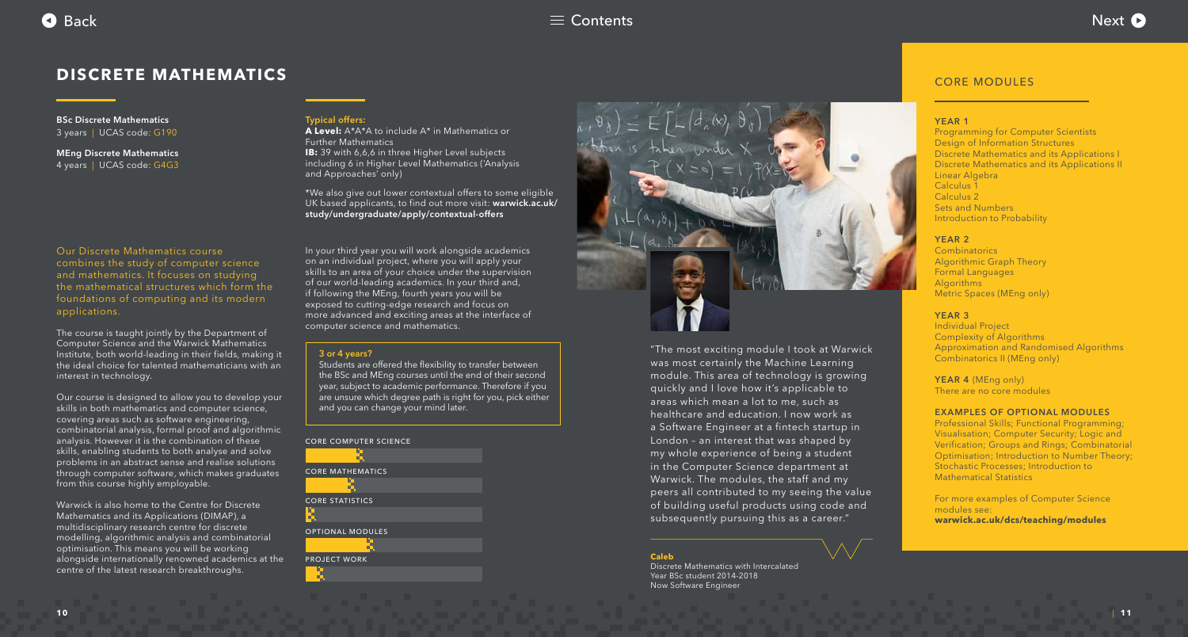# DISCRETE MATHEMATICS

**BSc Discrete Mathematics**
3 years | UCAS code: G190

**MEng Discrete Mathematics**
4 years | UCAS code: G4G3

**Typical offers:**

**A Level:** A*A*A to include A* in Mathematics or Further Mathematics

**IB:** 39 with 6,6,6 in three Higher Level subjects including 6 in Higher Level Mathematics ('Analysis and Approaches' only)

*We also give out lower contextual offers to some eligible UK based applicants, to find out more visit: **warwick.ac.uk/study/undergraduate/apply/contextual-offers**

Our Discrete Mathematics course combines the study of computer science and mathematics. It focuses on studying the mathematical structures which form the foundations of computing and its modern applications.

The course is taught jointly by the Department of Computer Science and the Warwick Mathematics Institute, both world-leading in their fields, making it the ideal choice for talented mathematicians with an interest in technology.

Our course is designed to allow you to develop your skills in both mathematics and computer science, covering areas such as software engineering, combinatorial analysis, formal proof and algorithmic analysis. However it is the combination of these skills, enabling students to both analyse and solve problems in an abstract sense and realise solutions through computer software, which makes graduates from this course highly employable.

Warwick is also home to the Centre for Discrete Mathematics and its Applications (DIMAP), a multidisciplinary research centre for discrete modelling, algorithmic analysis and combinatorial optimisation. This means you will be working alongside internationally renowned academics at the centre of the latest research breakthroughs.

In your third year you will work alongside academics on an individual project, where you will apply your skills to an area of your choice under the supervision of our world-leading academics. In your third and, if following the MEng, fourth years you will be exposed to cutting-edge research and focus on more advanced and exciting areas at the interface of computer science and mathematics.

**3 or 4 years?**

Students are offered the flexibility to transfer between the BSc and MEng courses until the end of their second year, subject to academic performance. Therefore if you are unsure which degree path is right for you, pick either and you can change your mind later.

CORE COMPUTER SCIENCE

CORE MATHEMATICS

CORE STATISTICS

OPTIONAL MODULES

PROJECT WORK

"The most exciting module I took at Warwick was most certainly the Machine Learning module. This area of technology is growing quickly and I love how it's applicable to areas which mean a lot to me, such as healthcare and education. I now work as a Software Engineer at a fintech startup in London – an interest that was shaped by my whole experience of being a student in the Computer Science department at Warwick. The modules, the staff and my peers all contributed to my seeing the value of building useful products using code and subsequently pursuing this as a career."

**Caleb**
Discrete Mathematics with Intercalated Year BSc student 2014-2018
Now Software Engineer

## CORE MODULES

**YEAR 1**
- Programming for Computer Scientists
- Design of Information Structures
- Discrete Mathematics and its Applications I
- Discrete Mathematics and its Applications II
- Linear Algebra
- Calculus 1
- Calculus 2
- Sets and Numbers
- Introduction to Probability

**YEAR 2**
- Combinatorics
- Algorithmic Graph Theory
- Formal Languages
- Algorithms
- Metric Spaces (MEng only)

**YEAR 3**
- Individual Project
- Complexity of Algorithms
- Approximation and Randomised Algorithms
- Combinatorics II (MEng only)

**YEAR 4** (MEng only)
There are no core modules

**EXAMPLES OF OPTIONAL MODULES**

Professional Skills; Functional Programming; Visualisation; Computer Security; Logic and Verification; Groups and Rings; Combinatorial Optimisation; Introduction to Number Theory; Stochastic Processes; Introduction to Mathematical Statistics

For more examples of Computer Science modules see:
**warwick.ac.uk/dcs/teaching/modules**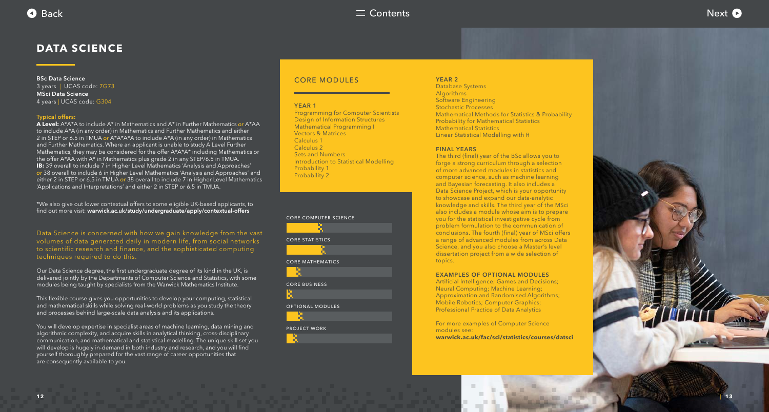# DATA SCIENCE

**BSc Data Science**
3 years | UCAS code: 7G73
**MSci Data Science**
4 years | UCAS code: G304

**Typical offers:**
**A Level:** A*A*A to include A* in Mathematics and A* in Further Mathematics *or* A*AA to include A*A (in any order) in Mathematics and Further Mathematics and either 2 in STEP or 6.5 in TMUA *or* A*A*A*A to include A*A (in any order) in Mathematics and Further Mathematics. Where an applicant is unable to study A Level Further Mathematics, they may be considered for the offer A*A*A* including Mathematics or the offer A*AA with A* in Mathematics plus grade 2 in any STEP/6.5 in TMUA.
**IB:** 39 overall to include 7 in Higher Level Mathematics 'Analysis and Approaches' *or* 38 overall to include 6 in Higher Level Mathematics 'Analysis and Approaches' and either 2 in STEP or 6.5 in TMUA *or* 38 overall to include 7 in Higher Level Mathematics 'Applications and Interpretations' and either 2 in STEP or 6.5 in TMUA.

*We also give out lower contextual offers to some eligible UK-based applicants, to find out more visit: **warwick.ac.uk/study/undergraduate/apply/contextual-offers**

Data Science is concerned with how we gain knowledge from the vast volumes of data generated daily in modern life, from social networks to scientific research and finance, and the sophisticated computing techniques required to do this.

Our Data Science degree, the first undergraduate degree of its kind in the UK, is delivered jointly by the Departments of Computer Science and Statistics, with some modules being taught by specialists from the Warwick Mathematics Institute.

This flexible course gives you opportunities to develop your computing, statistical and mathematical skills while solving real-world problems as you study the theory and processes behind large-scale data analysis and its applications.

You will develop expertise in specialist areas of machine learning, data mining and algorithmic complexity, and acquire skills in analytical thinking, cross-disciplinary communication, and mathematical and statistical modelling. The unique skill set you will develop is hugely in-demand in both industry and research, and you will find yourself thoroughly prepared for the vast range of career opportunities that are consequently available to you.

## CORE MODULES

### YEAR 1

- Programming for Computer Scientists
- Design of Information Structures
- Mathematical Programming I
- Vectors & Matrices
- Calculus 1
- Calculus 2
- Sets and Numbers
- Introduction to Statistical Modelling
- Probability 1
- Probability 2

CORE COMPUTER SCIENCE

CORE STATISTICS

CORE MATHEMATICS

CORE BUSINESS

OPTIONAL MODULES

PROJECT WORK

### YEAR 2

- Database Systems
- Algorithms
- Software Engineering
- Stochastic Processes
- Mathematical Methods for Statistics & Probability
- Probability for Mathematical Statistics
- Mathematical Statistics
- Linear Statistical Modelling with R

### FINAL YEARS

The third (final) year of the BSc allows you to forge a strong curriculum through a selection of more advanced modules in statistics and computer science, such as machine learning and Bayesian forecasting. It also includes a Data Science Project, which is your opportunity to showcase and expand our data-analytic knowledge and skills. The third year of the MSci also includes a module whose aim is to prepare you for the statistical investigative cycle from problem formulation to the communication of conclusions. The fourth (final) year of MSci offers a range of advanced modules from across Data Science, and you also choose a Master's level dissertation project from a wide selection of topics.

### EXAMPLES OF OPTIONAL MODULES

Artificial Intelligence; Games and Decisions; Neural Computing; Machine Learning; Approximation and Randomised Algorithms; Mobile Robotics; Computer Graphics; Professional Practice of Data Analytics

For more examples of Computer Science modules see:
**warwick.ac.uk/fac/sci/statistics/courses/datsci**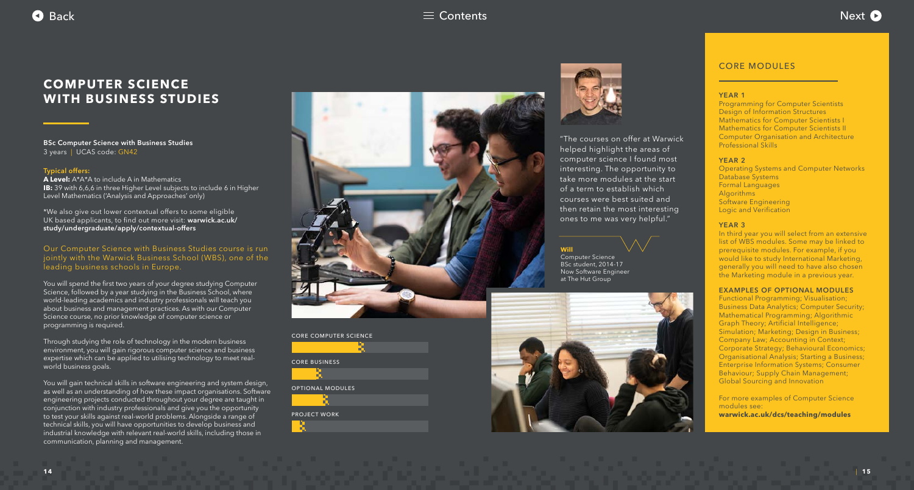# COMPUTER SCIENCE WITH BUSINESS STUDIES

**BSc Computer Science with Business Studies**
3 years | UCAS code: GN42

**Typical offers:**
**A Level:** A*A*A to include A in Mathematics
**IB:** 39 with 6,6,6 in three Higher Level subjects to include 6 in Higher Level Mathematics ('Analysis and Approaches' only)

*We also give out lower contextual offers to some eligible UK based applicants, to find out more visit: **warwick.ac.uk/study/undergraduate/apply/contextual-offers**

Our Computer Science with Business Studies course is run jointly with the Warwick Business School (WBS), one of the leading business schools in Europe.

You will spend the first two years of your degree studying Computer Science, followed by a year studying in the Business School, where world-leading academics and industry professionals will teach you about business and management practices. As with our Computer Science course, no prior knowledge of computer science or programming is required.

Through studying the role of technology in the modern business environment, you will gain rigorous computer science and business expertise which can be applied to utilising technology to meet real-world business goals.

You will gain technical skills in software engineering and system design, as well as an understanding of how these impact organisations. Software engineering projects conducted throughout your degree are taught in conjunction with industry professionals and give you the opportunity to test your skills against real-world problems. Alongside a range of technical skills, you will have opportunities to develop business and industrial knowledge with relevant real-world skills, including those in communication, planning and management.

CORE COMPUTER SCIENCE

CORE BUSINESS

OPTIONAL MODULES

PROJECT WORK

"The courses on offer at Warwick helped highlight the areas of computer science I found most interesting. The opportunity to take more modules at the start of a term to establish which courses were best suited and then retain the most interesting ones to me was very helpful."

**Will**
Computer Science BSc student, 2014-17
Now Software Engineer at The Hut Group

## CORE MODULES

### YEAR 1

- Programming for Computer Scientists
- Design of Information Structures
- Mathematics for Computer Scientists I
- Mathematics for Computer Scientists II
- Computer Organisation and Architecture
- Professional Skills

### YEAR 2

- Operating Systems and Computer Networks
- Database Systems
- Formal Languages
- Algorithms
- Software Engineering
- Logic and Verification

### YEAR 3

In third year you will select from an extensive list of WBS modules. Some may be linked to prerequisite modules. For example, if you would like to study International Marketing, generally you will need to have also chosen the Marketing module in a previous year.

### EXAMPLES OF OPTIONAL MODULES

Functional Programming; Visualisation; Business Data Analytics; Computer Security; Mathematical Programming; Algorithmic Graph Theory; Artificial Intelligence; Simulation; Marketing; Design in Business; Company Law; Accounting in Context; Corporate Strategy; Behavioural Economics; Organisational Analysis; Starting a Business; Enterprise Information Systems; Consumer Behaviour; Supply Chain Management; Global Sourcing and Innovation

For more examples of Computer Science modules see:
**warwick.ac.uk/dcs/teaching/modules**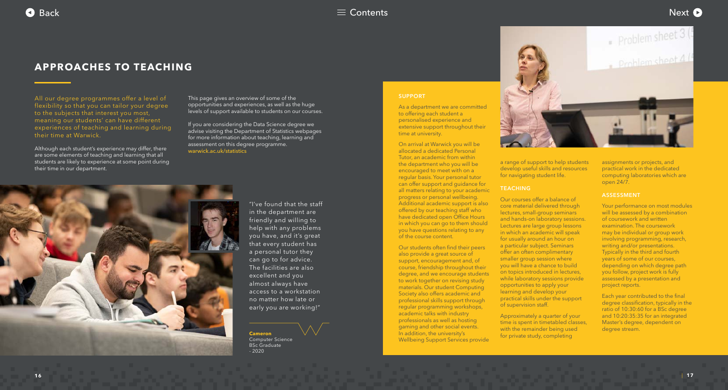# APPROACHES TO TEACHING

All our degree programmes offer a level of flexibility so that you can tailor your degree to the subjects that interest you most, meaning our students' can have different experiences of teaching and learning during their time at Warwick.

Although each student's experience may differ, there are some elements of teaching and learning that all students are likely to experience at some point during their time in our department.

This page gives an overview of some of the opportunities and experiences, as well as the huge levels of support available to students on our courses.

If you are considering the Data Science degree we advise visiting the Department of Statistics webpages for more information about teaching, learning and assessment on this degree programme. warwick.ac.uk/statistics

"I've found that the staff in the department are friendly and willing to help with any problems you have, and it's great that every student has a personal tutor they can go to for advice. The facilities are also excellent and you almost always have access to a workstation no matter how late or early you are working!"

**Cameron**
Computer Science BSc Graduate - 2020

### SUPPORT

As a department we are committed to offering each student a personalised experience and extensive support throughout their time at university.

On arrival at Warwick you will be allocated a dedicated Personal Tutor, an academic from within the department who you will be encouraged to meet with on a regular basis. Your personal tutor can offer support and guidance for all matters relating to your academic progress or personal wellbeing. Additional academic support is also offered by our teaching staff who have dedicated open Office Hours in which you can go to them should you have questions relating to any of the course content.

Our students often find their peers also provide a great source of support, encouragement and, of course, friendship throughout their degree, and we encourage students to work together on revising study materials. Our student Computing Society also offers academic and professional skills support through regular programming workshops, academic talks with industry professionals as well as hosting gaming and other social events. In addition, the university's Wellbeing Support Services provide a range of support to help students develop useful skills and resources for navigating student life.

### TEACHING

Our courses offer a balance of core material delivered through lectures, small-group seminars and hands-on laboratory sessions. Lectures are large group lessons in which an academic will speak for usually around an hour on a particular subject. Seminars offer an often complimentary smaller group session where you will have a chance to build on topics introduced in lectures, while laboratory sessions provide opportunities to apply your learning and develop your practical skills under the support of supervision staff.

Approximately a quarter of your time is spent in timetabled classes, with the remainder being used for private study, completing assignments or projects, and practical work in the dedicated computing laboratories which are open 24/7.

### ASSESSMENT

Your performance on most modules will be assessed by a combination of coursework and written examination. The coursework may be individual or group work involving programming, research, writing and/or presentations. Typically in the third and fourth years of some of our courses, depending on which degree path you follow, project work is fully assessed by a presentation and project reports.

Each year contributed to the final degree classification, typically in the ratio of 10:30:60 for a BSc degree and 10:20:35:35 for an integrated Master's degree, dependent on degree stream.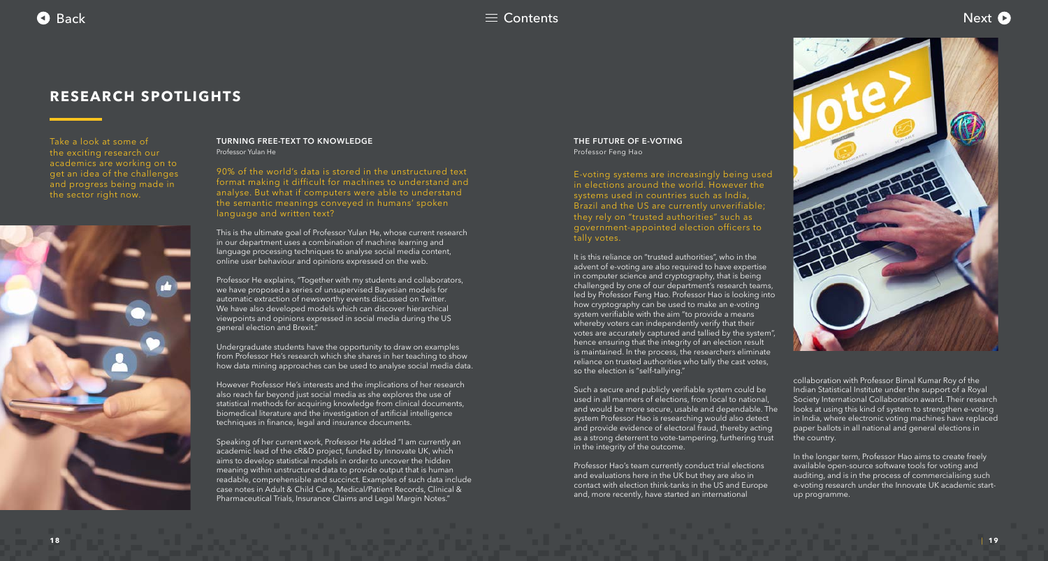# RESEARCH SPOTLIGHTS

Take a look at some of the exciting research our academics are working on to get an idea of the challenges and progress being made in the sector right now.

## TURNING FREE-TEXT TO KNOWLEDGE

Professor Yulan He

90% of the world's data is stored in the unstructured text format making it difficult for machines to understand and analyse. But what if computers were able to understand the semantic meanings conveyed in humans' spoken language and written text?

This is the ultimate goal of Professor Yulan He, whose current research in our department uses a combination of machine learning and language processing techniques to analyse social media content, online user behaviour and opinions expressed on the web.

Professor He explains, "Together with my students and collaborators, we have proposed a series of unsupervised Bayesian models for automatic extraction of newsworthy events discussed on Twitter. We have also developed models which can discover hierarchical viewpoints and opinions expressed in social media during the US general election and Brexit."

Undergraduate students have the opportunity to draw on examples from Professor He's research which she shares in her teaching to show how data mining approaches can be used to analyse social media data.

However Professor He's interests and the implications of her research also reach far beyond just social media as she explores the use of statistical methods for acquiring knowledge from clinical documents, biomedical literature and the investigation of artificial intelligence techniques in finance, legal and insurance documents.

Speaking of her current work, Professor He added "I am currently an academic lead of the cR&D project, funded by Innovate UK, which aims to develop statistical models in order to uncover the hidden meaning within unstructured data to provide output that is human readable, comprehensible and succinct. Examples of such data include case notes in Adult & Child Care, Medical/Patient Records, Clinical & Pharmaceutical Trials, Insurance Claims and Legal Margin Notes."

## THE FUTURE OF E-VOTING

Professor Feng Hao

E-voting systems are increasingly being used in elections around the world. However the systems used in countries such as India, Brazil and the US are currently unverifiable; they rely on "trusted authorities" such as government-appointed election officers to tally votes.

It is this reliance on "trusted authorities", who in the advent of e-voting are also required to have expertise in computer science and cryptography, that is being challenged by one of our department's research teams, led by Professor Feng Hao. Professor Hao is looking into how cryptography can be used to make an e-voting system verifiable with the aim "to provide a means whereby voters can independently verify that their votes are accurately captured and tallied by the system", hence ensuring that the integrity of an election result is maintained. In the process, the researchers eliminate reliance on trusted authorities who tally the cast votes, so the election is "self-tallying."

Such a secure and publicly verifiable system could be used in all manners of elections, from local to national, and would be more secure, usable and dependable. The system Professor Hao is researching would also detect and provide evidence of electoral fraud, thereby acting as a strong deterrent to vote-tampering, furthering trust in the integrity of the outcome.

Professor Hao's team currently conduct trial elections and evaluations here in the UK but they are also in contact with election think-tanks in the US and Europe and, more recently, have started an international collaboration with Professor Bimal Kumar Roy of the Indian Statistical Institute under the support of a Royal Society International Collaboration award. Their research looks at using this kind of system to strengthen e-voting in India, where electronic voting machines have replaced paper ballots in all national and general elections in the country.

In the longer term, Professor Hao aims to create freely available open-source software tools for voting and auditing, and is in the process of commercialising such e-voting research under the Innovate UK academic start-up programme.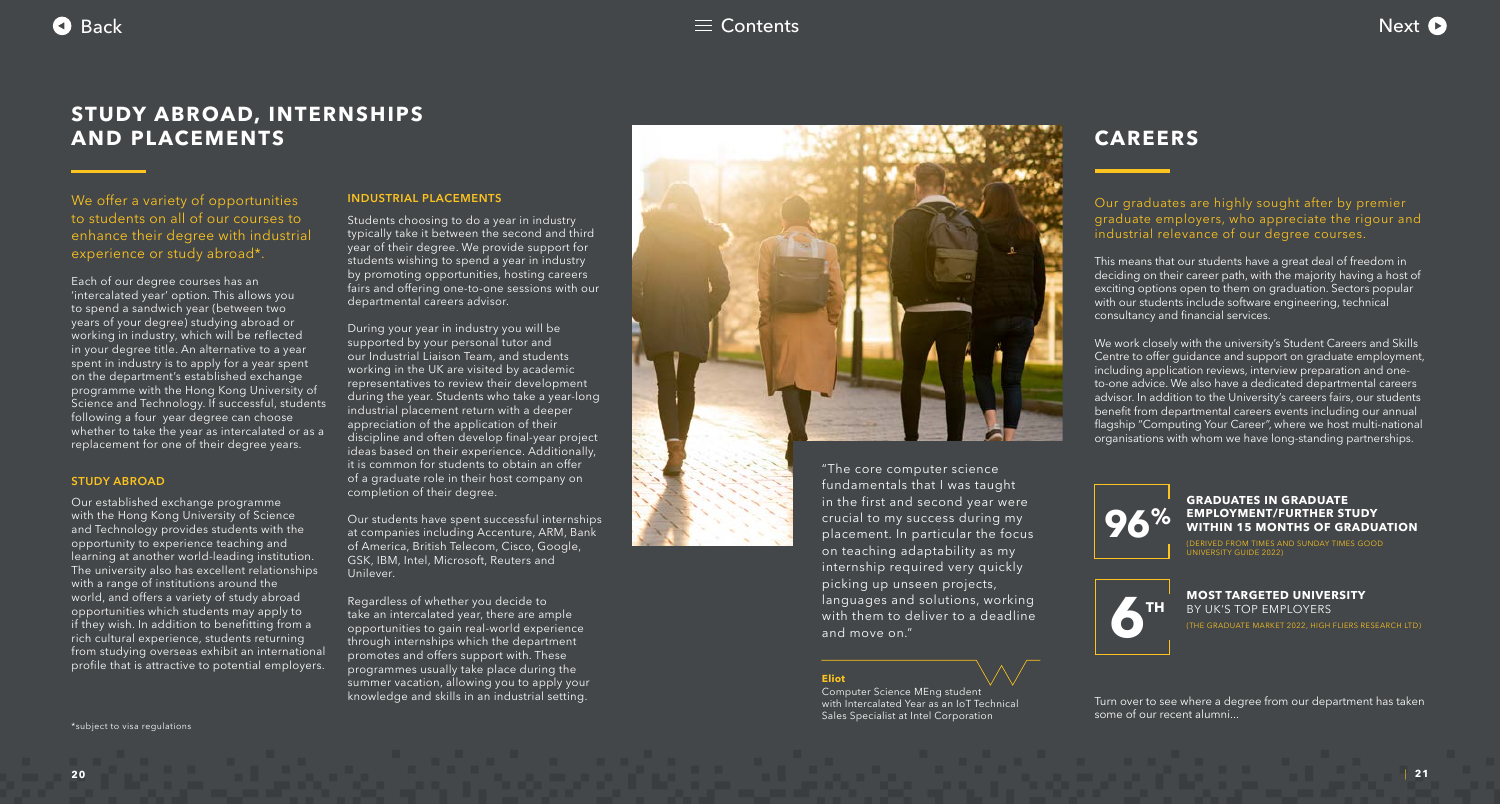## STUDY ABROAD, INTERNSHIPS AND PLACEMENTS

We offer a variety of opportunities to students on all of our courses to enhance their degree with industrial experience or study abroad*.

Each of our degree courses has an 'intercalated year' option. This allows you to spend a sandwich year (between two years of your degree) studying abroad or working in industry, which will be reflected in your degree title. An alternative to a year spent in industry is to apply for a year spent on the department's established exchange programme with the Hong Kong University of Science and Technology. If successful, students following a four year degree can choose whether to take the year as intercalated or as a replacement for one of their degree years.

### STUDY ABROAD

Our established exchange programme with the Hong Kong University of Science and Technology provides students with the opportunity to experience teaching and learning at another world-leading institution. The university also has excellent relationships with a range of institutions around the world, and offers a variety of study abroad opportunities which students may apply to if they wish. In addition to benefitting from a rich cultural experience, students returning from studying overseas exhibit an international profile that is attractive to potential employers.

*subject to visa regulations

### INDUSTRIAL PLACEMENTS

Students choosing to do a year in industry typically take it between the second and third year of their degree. We provide support for students wishing to spend a year in industry by promoting opportunities, hosting careers fairs and offering one-to-one sessions with our departmental careers advisor.

During your year in industry you will be supported by your personal tutor and our Industrial Liaison Team, and students working in the UK are visited by academic representatives to review their development during the year. Students who take a year-long industrial placement return with a deeper appreciation of the application of their discipline and often develop final-year project ideas based on their experience. Additionally, it is common for students to obtain an offer of a graduate role in their host company on completion of their degree.

Our students have spent successful internships at companies including Accenture, ARM, Bank of America, British Telecom, Cisco, Google, GSK, IBM, Intel, Microsoft, Reuters and Unilever.

Regardless of whether you decide to take an intercalated year, there are ample opportunities to gain real-world experience through internships which the department promotes and offers support with. These programmes usually take place during the summer vacation, allowing you to apply your knowledge and skills in an industrial setting.

"The core computer science fundamentals that I was taught in the first and second year were crucial to my success during my placement. In particular the focus on teaching adaptability as my internship required very quickly picking up unseen projects, languages and solutions, working with them to deliver to a deadline and move on."

**Eliot**
Computer Science MEng student with Intercalated Year as an IoT Technical Sales Specialist at Intel Corporation

## CAREERS

Our graduates are highly sought after by premier graduate employers, who appreciate the rigour and industrial relevance of our degree courses.

This means that our students have a great deal of freedom in deciding on their career path, with the majority having a host of exciting options open to them on graduation. Sectors popular with our students include software engineering, technical consultancy and financial services.

We work closely with the university's Student Careers and Skills Centre to offer guidance and support on graduate employment, including application reviews, interview preparation and one-to-one advice. We also have a dedicated departmental careers advisor. In addition to the University's careers fairs, our students benefit from departmental careers events including our annual flagship "Computing Your Career", where we host multi-national organisations with whom we have long-standing partnerships.

**96%** **GRADUATES IN GRADUATE EMPLOYMENT/FURTHER STUDY WITHIN 15 MONTHS OF GRADUATION**
(DERIVED FROM TIMES AND SUNDAY TIMES GOOD UNIVERSITY GUIDE 2022)

**6TH** **MOST TARGETED UNIVERSITY** BY UK'S TOP EMPLOYERS
(THE GRADUATE MARKET 2022, HIGH FLIERS RESEARCH LTD)

Turn over to see where a degree from our department has taken some of our recent alumni...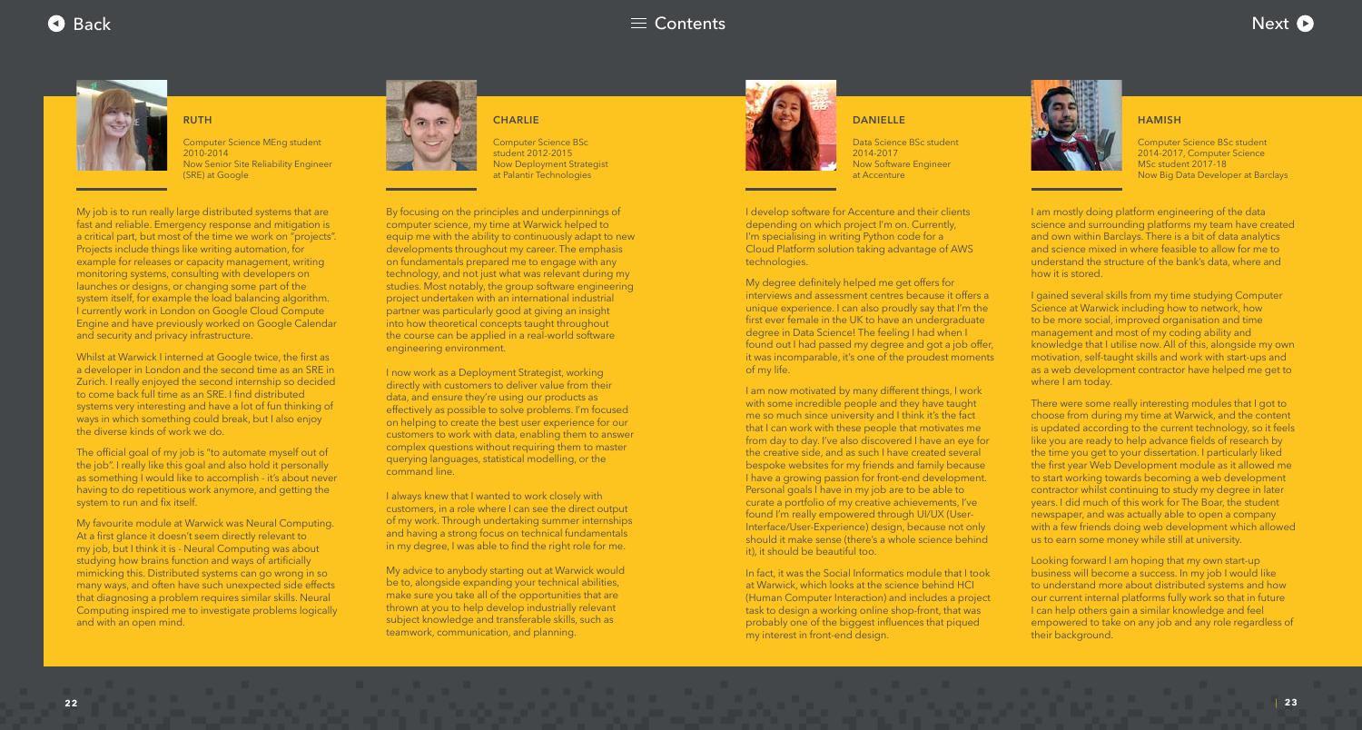## RUTH

Computer Science MEng student 2010-2014
Now Senior Site Reliability Engineer (SRE) at Google

My job is to run really large distributed systems that are fast and reliable. Emergency response and mitigation is a critical part, but most of the time we work on "projects". Projects include things like writing automation, for example for releases or capacity management, writing monitoring systems, consulting with developers on launches or designs, or changing some part of the system itself, for example the load balancing algorithm. I currently work in London on Google Cloud Compute Engine and have previously worked on Google Calendar and security and privacy infrastructure.

Whilst at Warwick I interned at Google twice, the first as a developer in London and the second time as an SRE in Zurich. I really enjoyed the second internship so decided to come back full time as an SRE. I find distributed systems very interesting and have a lot of fun thinking of ways in which something could break, but I also enjoy the diverse kinds of work we do.

The official goal of my job is "to automate myself out of the job". I really like this goal and also hold it personally as something I would like to accomplish - it's about never having to do repetitious work anymore, and getting the system to run and fix itself.

My favourite module at Warwick was Neural Computing. At a first glance it doesn't seem directly relevant to my job, but I think it is - Neural Computing was about studying how brains function and ways of artificially mimicking this. Distributed systems can go wrong in so many ways, and often have such unexpected side effects that diagnosing a problem requires similar skills. Neural Computing inspired me to investigate problems logically and with an open mind.

## CHARLIE

Computer Science BSc student 2012-2015
Now Deployment Strategist at Palantir Technologies

By focusing on the principles and underpinnings of computer science, my time at Warwick helped to equip me with the ability to continuously adapt to new developments throughout my career. The emphasis on fundamentals prepared me to engage with any technology, and not just what was relevant during my studies. Most notably, the group software engineering project undertaken with an international industrial partner was particularly good at giving an insight into how theoretical concepts taught throughout the course can be applied in a real-world software engineering environment.

I now work as a Deployment Strategist, working directly with customers to deliver value from their data, and ensure they're using our products as effectively as possible to solve problems. I'm focused on helping to create the best user experience for our customers to work with data, enabling them to answer complex questions without requiring them to master querying languages, statistical modelling, or the command line.

I always knew that I wanted to work closely with customers, in a role where I can see the direct output of my work. Through undertaking summer internships and having a strong focus on technical fundamentals in my degree, I was able to find the right role for me.

My advice to anybody starting out at Warwick would be to, alongside expanding your technical abilities, make sure you take all of the opportunities that are thrown at you to help develop industrially relevant subject knowledge and transferable skills, such as teamwork, communication, and planning.

## DANIELLE

Data Science BSc student 2014-2017
Now Software Engineer at Accenture

I develop software for Accenture and their clients depending on which project I'm on. Currently, I'm specialising in writing Python code for a Cloud Platform solution taking advantage of AWS technologies.

My degree definitely helped me get offers for interviews and assessment centres because it offers a unique experience. I can also proudly say that I'm the first ever female in the UK to have an undergraduate degree in Data Science! The feeling I had when I found out I had passed my degree and got a job offer, it was incomparable, it's one of the proudest moments of my life.

I am now motivated by many different things, I work with some incredible people and they have taught me so much since university and I think it's the fact that I can work with these people that motivates me from day to day. I've also discovered I have an eye for the creative side, and as such I have created several bespoke websites for my friends and family because I have a growing passion for front-end development. Personal goals I have in my job are to be able to curate a portfolio of my creative achievements, I've found I'm really empowered through UI/UX (User-Interface/User-Experience) design, because not only should it make sense (there's a whole science behind it), it should be beautiful too.

In fact, it was the Social Informatics module that I took at Warwick, which looks at the science behind HCI (Human Computer Interaction) and includes a project task to design a working online shop-front, that was probably one of the biggest influences that piqued my interest in front-end design.

## HAMISH

Computer Science BSc student 2014-2017, Computer Science MSc student 2017-18
Now Big Data Developer at Barclays

I am mostly doing platform engineering of the data science and surrounding platforms my team have created and own within Barclays. There is a bit of data analytics and science mixed in where feasible to allow for me to understand the structure of the bank's data, where and how it is stored.

I gained several skills from my time studying Computer Science at Warwick including how to network, how to be more social, improved organisation and time management and most of my coding ability and knowledge that I utilise now. All of this, alongside my own motivation, self-taught skills and work with start-ups and as a web development contractor have helped me get to where I am today.

There were some really interesting modules that I got to choose from during my time at Warwick, and the content is updated according to the current technology, so it feels like you are ready to help advance fields of research by the time you get to your dissertation. I particularly liked the first year Web Development module as it allowed me to start working towards becoming a web development contractor whilst continuing to study my degree in later years. I did much of this work for The Boar, the student newspaper, and was actually able to open a company with a few friends doing web development which allowed us to earn some money while still at university.

Looking forward I am hoping that my own start-up business will become a success. In my job I would like to understand more about distributed systems and how our current internal platforms fully work so that in future I can help others gain a similar knowledge and feel empowered to take on any job and any role regardless of their background.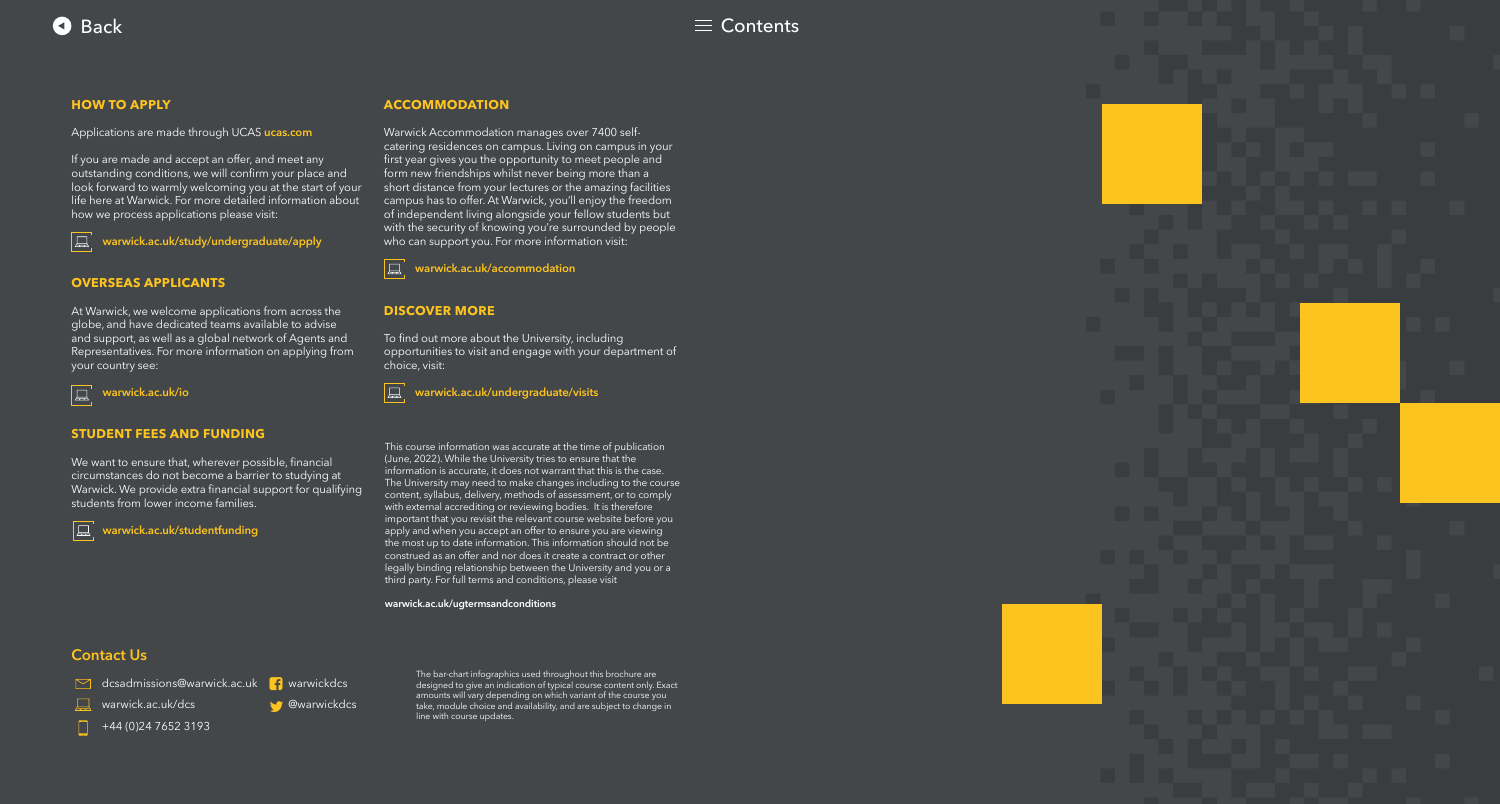## HOW TO APPLY

Applications are made through UCAS **ucas.com**

If you are made and accept an offer, and meet any outstanding conditions, we will confirm your place and look forward to warmly welcoming you at the start of your life here at Warwick. For more detailed information about how we process applications please visit:

**warwick.ac.uk/study/undergraduate/apply**

## OVERSEAS APPLICANTS

At Warwick, we welcome applications from across the globe, and have dedicated teams available to advise and support, as well as a global network of Agents and Representatives. For more information on applying from your country see:

**warwick.ac.uk/io**

## STUDENT FEES AND FUNDING

We want to ensure that, wherever possible, financial circumstances do not become a barrier to studying at Warwick. We provide extra financial support for qualifying students from lower income families.

**warwick.ac.uk/studentfunding**

## ACCOMMODATION

Warwick Accommodation manages over 7400 self-catering residences on campus. Living on campus in your first year gives you the opportunity to meet people and form new friendships whilst never being more than a short distance from your lectures or the amazing facilities campus has to offer. At Warwick, you'll enjoy the freedom of independent living alongside your fellow students but with the security of knowing you're surrounded by people who can support you. For more information visit:

**warwick.ac.uk/accommodation**

## DISCOVER MORE

To find out more about the University, including opportunities to visit and engage with your department of choice, visit:

**warwick.ac.uk/undergraduate/visits**

This course information was accurate at the time of publication (June, 2022). While the University tries to ensure that the information is accurate, it does not warrant that this is the case. The University may need to make changes including to the course content, syllabus, delivery, methods of assessment, or to comply with external accrediting or reviewing bodies. It is therefore important that you revisit the relevant course website before you apply and when you accept an offer to ensure you are viewing the most up to date information. This information should not be construed as an offer and nor does it create a contract or other legally binding relationship between the University and you or a third party. For full terms and conditions, please visit

**warwick.ac.uk/ugtermsandconditions**

## Contact Us

- dcsadmissions@warwick.ac.uk
- warwick.ac.uk/dcs
- +44 (0)24 7652 3193
- warwickdcs
- @warwickdcs

The bar-chart infographics used throughout this brochure are designed to give an indication of typical course content only. Exact amounts will vary depending on which variant of the course you take, module choice and availability, and are subject to change in line with course updates.